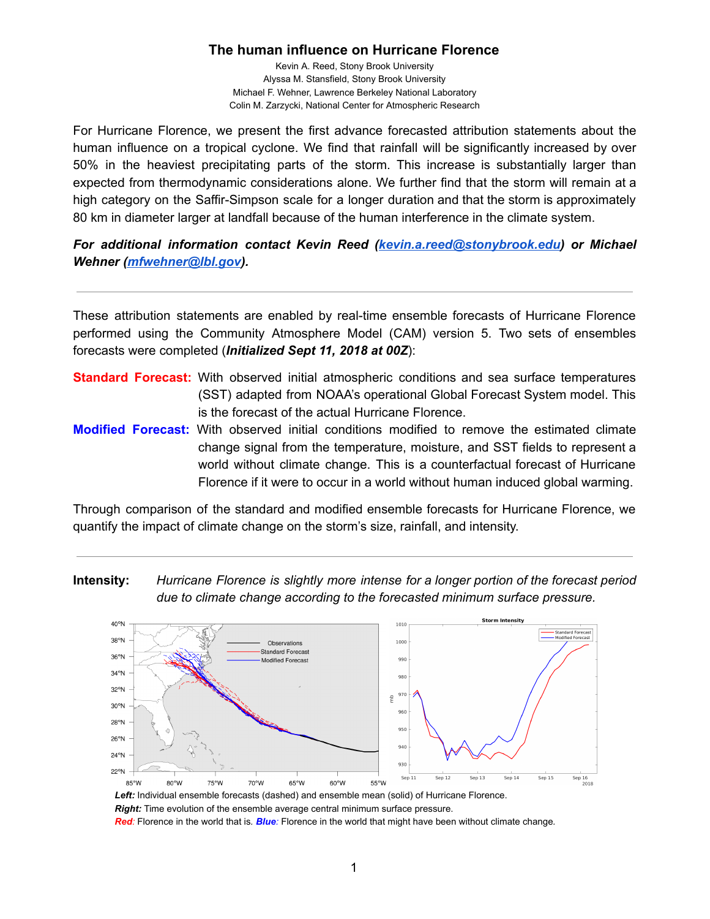# The human influence on Hurricane Florence

Kevin A. Reed, Stony Brook University
Alyssa M. Stansfield, Stony Brook University
Michael F. Wehner, Lawrence Berkeley National Laboratory
Colin M. Zarzycki, National Center for Atmospheric Research

For Hurricane Florence, we present the first advance forecasted attribution statements about the human influence on a tropical cyclone. We find that rainfall will be significantly increased by over 50% in the heaviest precipitating parts of the storm. This increase is substantially larger than expected from thermodynamic considerations alone. We further find that the storm will remain at a high category on the Saffir-Simpson scale for a longer duration and that the storm is approximately 80 km in diameter larger at landfall because of the human interference in the climate system.

***For additional information contact Kevin Reed ([kevin.a.reed@stonybrook.edu](mailto:kevin.a.reed@stonybrook.edu)) or Michael Wehner ([mfwehner@lbl.gov](mailto:mfwehner@lbl.gov)).***

---

These attribution statements are enabled by real-time ensemble forecasts of Hurricane Florence performed using the Community Atmosphere Model (CAM) version 5. Two sets of ensembles forecasts were completed (***Initialized Sept 11, 2018 at 00Z***):

**Standard Forecast:** With observed initial atmospheric conditions and sea surface temperatures (SST) adapted from NOAA's operational Global Forecast System model. This is the forecast of the actual Hurricane Florence.

**Modified Forecast:** With observed initial conditions modified to remove the estimated climate change signal from the temperature, moisture, and SST fields to represent a world without climate change. This is a counterfactual forecast of Hurricane Florence if it were to occur in a world without human induced global warming.

Through comparison of the standard and modified ensemble forecasts for Hurricane Florence, we quantify the impact of climate change on the storm's size, rainfall, and intensity.

---

**Intensity:** *Hurricane Florence is slightly more intense for a longer portion of the forecast period due to climate change according to the forecasted minimum surface pressure.*

***Left:*** Individual ensemble forecasts (dashed) and ensemble mean (solid) of Hurricane Florence.
***Right:*** Time evolution of the ensemble average central minimum surface pressure.
***Red:*** Florence in the world that is. ***Blue:*** Florence in the world that might have been without climate change.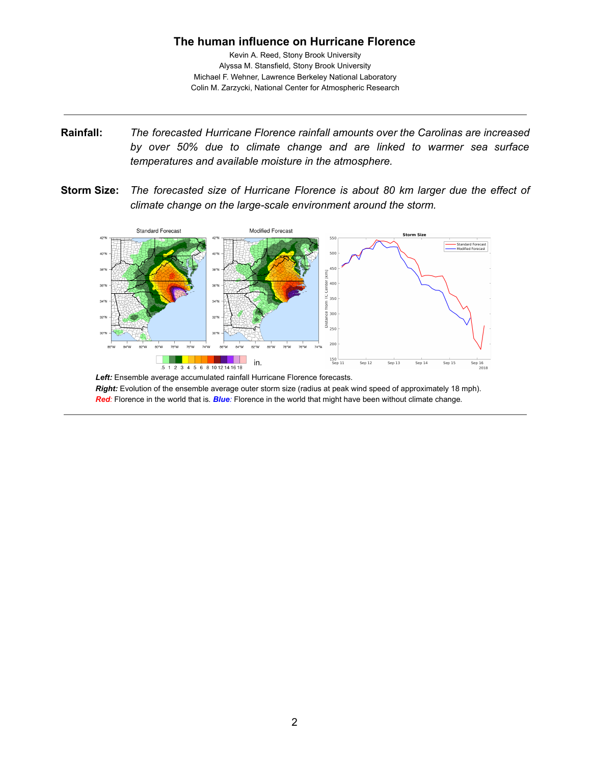# The human influence on Hurricane Florence

Kevin A. Reed, Stony Brook University
Alyssa M. Stansfield, Stony Brook University
Michael F. Wehner, Lawrence Berkeley National Laboratory
Colin M. Zarzycki, National Center for Atmospheric Research

---

**Rainfall:** *The forecasted Hurricane Florence rainfall amounts over the Carolinas are increased by over 50% due to climate change and are linked to warmer sea surface temperatures and available moisture in the atmosphere.*

**Storm Size:** *The forecasted size of Hurricane Florence is about 80 km larger due the effect of climate change on the large-scale environment around the storm.*

***Left:*** Ensemble average accumulated rainfall Hurricane Florence forecasts.
***Right:*** Evolution of the ensemble average outer storm size (radius at peak wind speed of approximately 18 mph).
***Red***: Florence in the world that is. ***Blue***: Florence in the world that might have been without climate change.

---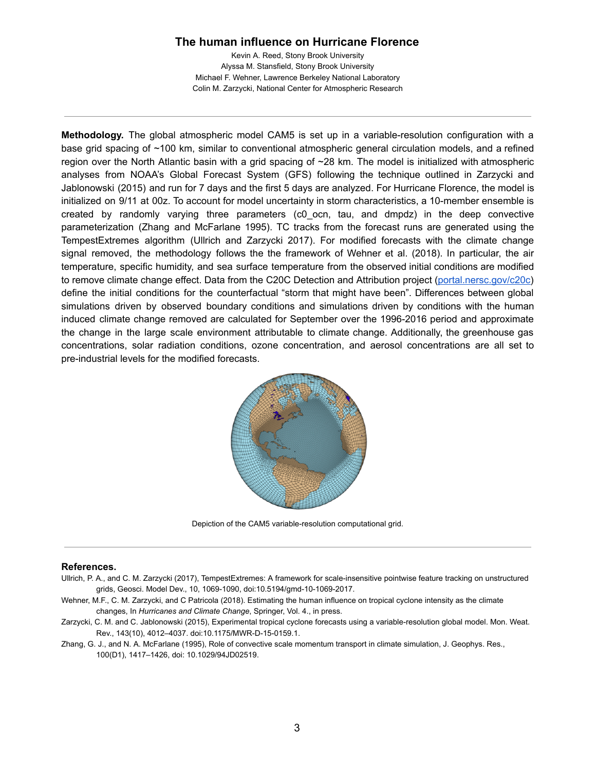# The human influence on Hurricane Florence

Kevin A. Reed, Stony Brook University
Alyssa M. Stansfield, Stony Brook University
Michael F. Wehner, Lawrence Berkeley National Laboratory
Colin M. Zarzycki, National Center for Atmospheric Research

---

**Methodology.** The global atmospheric model CAM5 is set up in a variable-resolution configuration with a base grid spacing of ~100 km, similar to conventional atmospheric general circulation models, and a refined region over the North Atlantic basin with a grid spacing of ~28 km. The model is initialized with atmospheric analyses from NOAA's Global Forecast System (GFS) following the technique outlined in Zarzycki and Jablonowski (2015) and run for 7 days and the first 5 days are analyzed. For Hurricane Florence, the model is initialized on 9/11 at 00z. To account for model uncertainty in storm characteristics, a 10-member ensemble is created by randomly varying three parameters (c0_ocn, tau, and dmpdz) in the deep convective parameterization (Zhang and McFarlane 1995). TC tracks from the forecast runs are generated using the TempestExtremes algorithm (Ullrich and Zarzycki 2017). For modified forecasts with the climate change signal removed, the methodology follows the the framework of Wehner et al. (2018). In particular, the air temperature, specific humidity, and sea surface temperature from the observed initial conditions are modified to remove climate change effect. Data from the C20C Detection and Attribution project (portal.nersc.gov/c20c) define the initial conditions for the counterfactual "storm that might have been". Differences between global simulations driven by observed boundary conditions and simulations driven by conditions with the human induced climate change removed are calculated for September over the 1996-2016 period and approximate the change in the large scale environment attributable to climate change. Additionally, the greenhouse gas concentrations, solar radiation conditions, ozone concentration, and aerosol concentrations are all set to pre-industrial levels for the modified forecasts.

Depiction of the CAM5 variable-resolution computational grid.

---

**References.**

Ullrich, P. A., and C. M. Zarzycki (2017), TempestExtremes: A framework for scale-insensitive pointwise feature tracking on unstructured grids, Geosci. Model Dev., 10, 1069-1090, doi:10.5194/gmd-10-1069-2017.

Wehner, M.F., C. M. Zarzycki, and C Patricola (2018). Estimating the human influence on tropical cyclone intensity as the climate changes, In *Hurricanes and Climate Change*, Springer, Vol. 4., in press.

Zarzycki, C. M. and C. Jablonowski (2015), Experimental tropical cyclone forecasts using a variable-resolution global model. Mon. Weat. Rev., 143(10), 4012–4037. doi:10.1175/MWR-D-15-0159.1.

Zhang, G. J., and N. A. McFarlane (1995), Role of convective scale momentum transport in climate simulation, J. Geophys. Res., 100(D1), 1417–1426, doi: 10.1029/94JD02519.